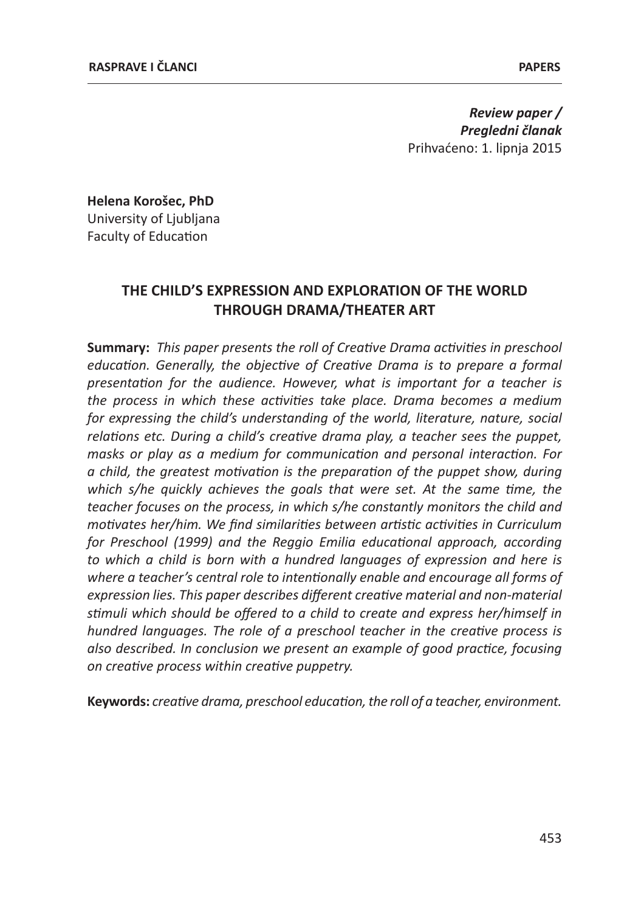*Review paper /*
*Pregledni članak*
Prihvaćeno: 1. lipnja 2015

**Helena Korošec, PhD**
University of Ljubljana
Faculty of Education

# THE CHILD'S EXPRESSION AND EXPLORATION OF THE WORLD THROUGH DRAMA/THEATER ART

**Summary:** *This paper presents the roll of Creative Drama activities in preschool education. Generally, the objective of Creative Drama is to prepare a formal presentation for the audience. However, what is important for a teacher is the process in which these activities take place. Drama becomes a medium for expressing the child's understanding of the world, literature, nature, social relations etc. During a child's creative drama play, a teacher sees the puppet, masks or play as a medium for communication and personal interaction. For a child, the greatest motivation is the preparation of the puppet show, during which s/he quickly achieves the goals that were set. At the same time, the teacher focuses on the process, in which s/he constantly monitors the child and motivates her/him. We find similarities between artistic activities in Curriculum for Preschool (1999) and the Reggio Emilia educational approach, according to which a child is born with a hundred languages of expression and here is where a teacher's central role to intentionally enable and encourage all forms of expression lies. This paper describes different creative material and non-material stimuli which should be offered to a child to create and express her/himself in hundred languages. The role of a preschool teacher in the creative process is also described. In conclusion we present an example of good practice, focusing on creative process within creative puppetry.*

**Keywords:** *creative drama, preschool education, the roll of a teacher, environment.*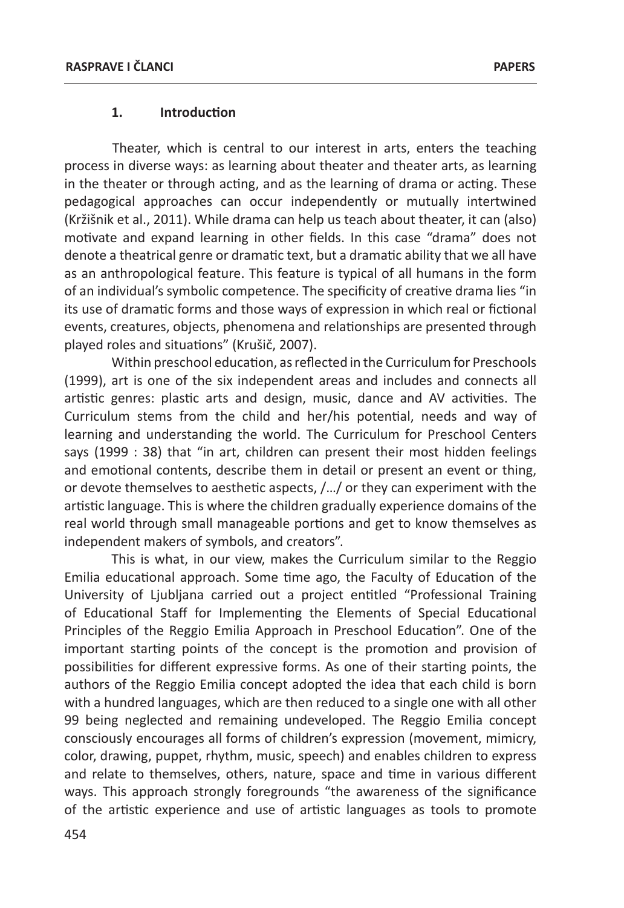## 1. Introduction

Theater, which is central to our interest in arts, enters the teaching process in diverse ways: as learning about theater and theater arts, as learning in the theater or through acting, and as the learning of drama or acting. These pedagogical approaches can occur independently or mutually intertwined (Kržišnik et al., 2011). While drama can help us teach about theater, it can (also) motivate and expand learning in other fields. In this case "drama" does not denote a theatrical genre or dramatic text, but a dramatic ability that we all have as an anthropological feature. This feature is typical of all humans in the form of an individual's symbolic competence. The specificity of creative drama lies "in its use of dramatic forms and those ways of expression in which real or fictional events, creatures, objects, phenomena and relationships are presented through played roles and situations" (Krušič, 2007).

Within preschool education, as reflected in the Curriculum for Preschools (1999), art is one of the six independent areas and includes and connects all artistic genres: plastic arts and design, music, dance and AV activities. The Curriculum stems from the child and her/his potential, needs and way of learning and understanding the world. The Curriculum for Preschool Centers says (1999 : 38) that "in art, children can present their most hidden feelings and emotional contents, describe them in detail or present an event or thing, or devote themselves to aesthetic aspects, /…/ or they can experiment with the artistic language. This is where the children gradually experience domains of the real world through small manageable portions and get to know themselves as independent makers of symbols, and creators".

This is what, in our view, makes the Curriculum similar to the Reggio Emilia educational approach. Some time ago, the Faculty of Education of the University of Ljubljana carried out a project entitled "Professional Training of Educational Staff for Implementing the Elements of Special Educational Principles of the Reggio Emilia Approach in Preschool Education". One of the important starting points of the concept is the promotion and provision of possibilities for different expressive forms. As one of their starting points, the authors of the Reggio Emilia concept adopted the idea that each child is born with a hundred languages, which are then reduced to a single one with all other 99 being neglected and remaining undeveloped. The Reggio Emilia concept consciously encourages all forms of children's expression (movement, mimicry, color, drawing, puppet, rhythm, music, speech) and enables children to express and relate to themselves, others, nature, space and time in various different ways. This approach strongly foregrounds "the awareness of the significance of the artistic experience and use of artistic languages as tools to promote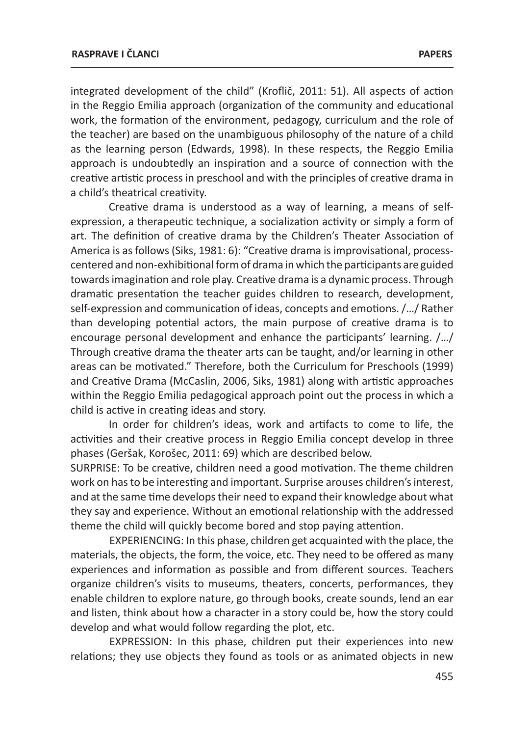integrated development of the child" (Kroflič, 2011: 51). All aspects of action in the Reggio Emilia approach (organization of the community and educational work, the formation of the environment, pedagogy, curriculum and the role of the teacher) are based on the unambiguous philosophy of the nature of a child as the learning person (Edwards, 1998). In these respects, the Reggio Emilia approach is undoubtedly an inspiration and a source of connection with the creative artistic process in preschool and with the principles of creative drama in a child's theatrical creativity.

Creative drama is understood as a way of learning, a means of self-expression, a therapeutic technique, a socialization activity or simply a form of art. The definition of creative drama by the Children's Theater Association of America is as follows (Siks, 1981: 6): "Creative drama is improvisational, process-centered and non-exhibitional form of drama in which the participants are guided towards imagination and role play. Creative drama is a dynamic process. Through dramatic presentation the teacher guides children to research, development, self-expression and communication of ideas, concepts and emotions. /…/ Rather than developing potential actors, the main purpose of creative drama is to encourage personal development and enhance the participants' learning. /…/ Through creative drama the theater arts can be taught, and/or learning in other areas can be motivated." Therefore, both the Curriculum for Preschools (1999) and Creative Drama (McCaslin, 2006, Siks, 1981) along with artistic approaches within the Reggio Emilia pedagogical approach point out the process in which a child is active in creating ideas and story.

In order for children's ideas, work and artifacts to come to life, the activities and their creative process in Reggio Emilia concept develop in three phases (Geršak, Korošec, 2011: 69) which are described below.

SURPRISE: To be creative, children need a good motivation. The theme children work on has to be interesting and important. Surprise arouses children's interest, and at the same time develops their need to expand their knowledge about what they say and experience. Without an emotional relationship with the addressed theme the child will quickly become bored and stop paying attention.

EXPERIENCING: In this phase, children get acquainted with the place, the materials, the objects, the form, the voice, etc. They need to be offered as many experiences and information as possible and from different sources. Teachers organize children's visits to museums, theaters, concerts, performances, they enable children to explore nature, go through books, create sounds, lend an ear and listen, think about how a character in a story could be, how the story could develop and what would follow regarding the plot, etc.

EXPRESSION: In this phase, children put their experiences into new relations; they use objects they found as tools or as animated objects in new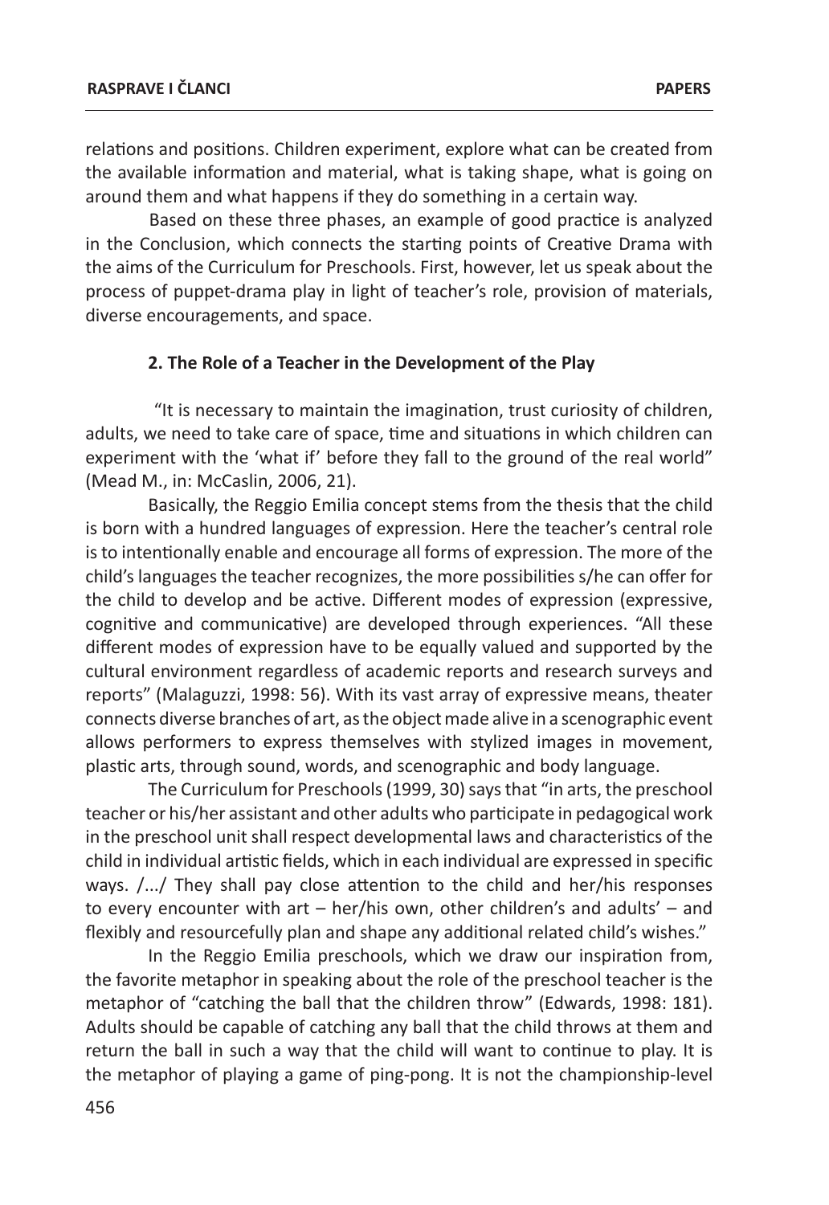relations and positions. Children experiment, explore what can be created from the available information and material, what is taking shape, what is going on around them and what happens if they do something in a certain way.

Based on these three phases, an example of good practice is analyzed in the Conclusion, which connects the starting points of Creative Drama with the aims of the Curriculum for Preschools. First, however, let us speak about the process of puppet-drama play in light of teacher's role, provision of materials, diverse encouragements, and space.

## 2. The Role of a Teacher in the Development of the Play

"It is necessary to maintain the imagination, trust curiosity of children, adults, we need to take care of space, time and situations in which children can experiment with the 'what if' before they fall to the ground of the real world" (Mead M., in: McCaslin, 2006, 21).

Basically, the Reggio Emilia concept stems from the thesis that the child is born with a hundred languages of expression. Here the teacher's central role is to intentionally enable and encourage all forms of expression. The more of the child's languages the teacher recognizes, the more possibilities s/he can offer for the child to develop and be active. Different modes of expression (expressive, cognitive and communicative) are developed through experiences. "All these different modes of expression have to be equally valued and supported by the cultural environment regardless of academic reports and research surveys and reports" (Malaguzzi, 1998: 56). With its vast array of expressive means, theater connects diverse branches of art, as the object made alive in a scenographic event allows performers to express themselves with stylized images in movement, plastic arts, through sound, words, and scenographic and body language.

The Curriculum for Preschools (1999, 30) says that "in arts, the preschool teacher or his/her assistant and other adults who participate in pedagogical work in the preschool unit shall respect developmental laws and characteristics of the child in individual artistic fields, which in each individual are expressed in specific ways. /.../ They shall pay close attention to the child and her/his responses to every encounter with art – her/his own, other children's and adults' – and flexibly and resourcefully plan and shape any additional related child's wishes."

In the Reggio Emilia preschools, which we draw our inspiration from, the favorite metaphor in speaking about the role of the preschool teacher is the metaphor of "catching the ball that the children throw" (Edwards, 1998: 181). Adults should be capable of catching any ball that the child throws at them and return the ball in such a way that the child will want to continue to play. It is the metaphor of playing a game of ping-pong. It is not the championship-level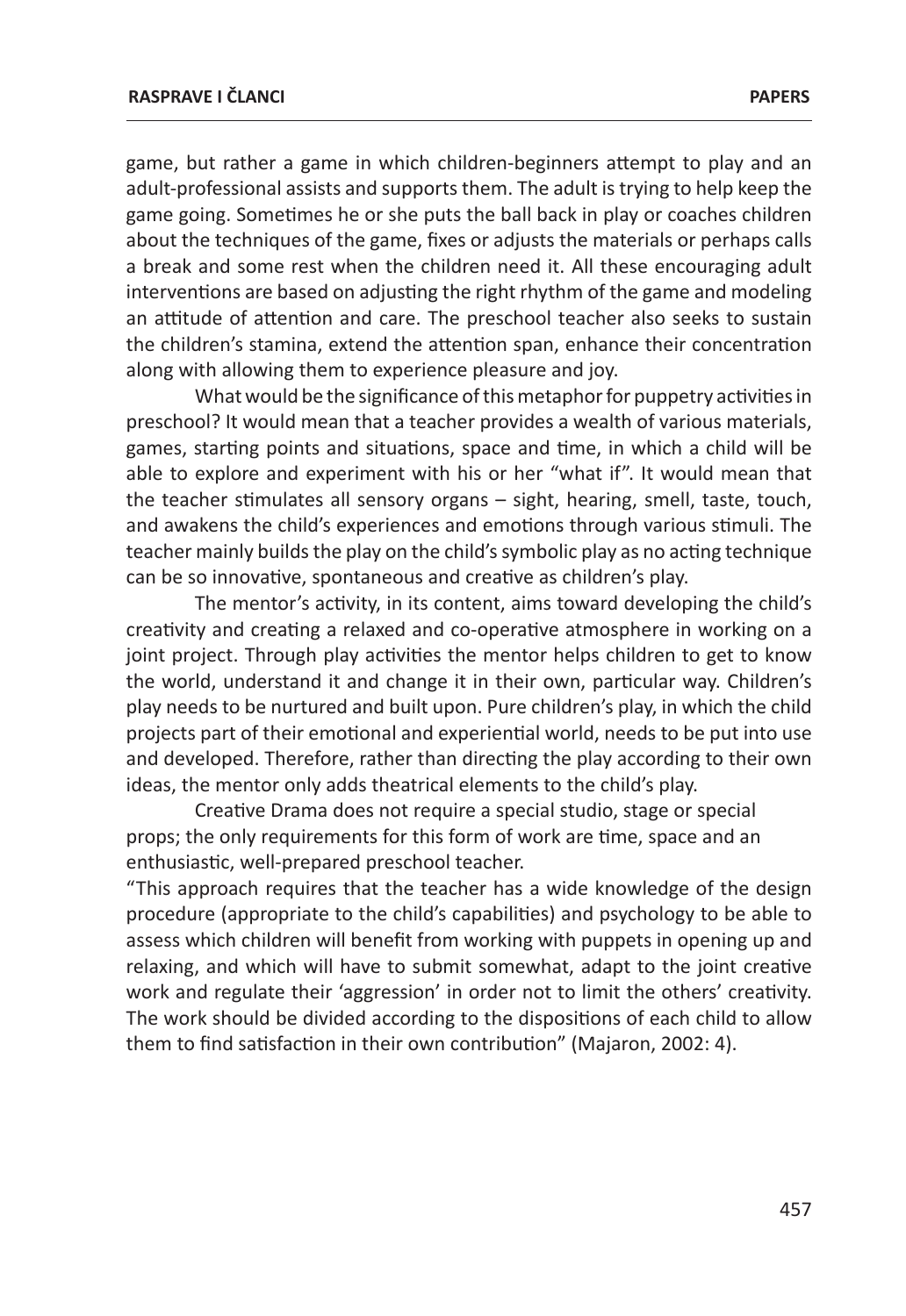game, but rather a game in which children-beginners attempt to play and an adult-professional assists and supports them. The adult is trying to help keep the game going. Sometimes he or she puts the ball back in play or coaches children about the techniques of the game, fixes or adjusts the materials or perhaps calls a break and some rest when the children need it. All these encouraging adult interventions are based on adjusting the right rhythm of the game and modeling an attitude of attention and care. The preschool teacher also seeks to sustain the children's stamina, extend the attention span, enhance their concentration along with allowing them to experience pleasure and joy.

What would be the significance of this metaphor for puppetry activities in preschool? It would mean that a teacher provides a wealth of various materials, games, starting points and situations, space and time, in which a child will be able to explore and experiment with his or her "what if". It would mean that the teacher stimulates all sensory organs – sight, hearing, smell, taste, touch, and awakens the child's experiences and emotions through various stimuli. The teacher mainly builds the play on the child's symbolic play as no acting technique can be so innovative, spontaneous and creative as children's play.

The mentor's activity, in its content, aims toward developing the child's creativity and creating a relaxed and co-operative atmosphere in working on a joint project. Through play activities the mentor helps children to get to know the world, understand it and change it in their own, particular way. Children's play needs to be nurtured and built upon. Pure children's play, in which the child projects part of their emotional and experiential world, needs to be put into use and developed. Therefore, rather than directing the play according to their own ideas, the mentor only adds theatrical elements to the child's play.

Creative Drama does not require a special studio, stage or special props; the only requirements for this form of work are time, space and an enthusiastic, well-prepared preschool teacher.

"This approach requires that the teacher has a wide knowledge of the design procedure (appropriate to the child's capabilities) and psychology to be able to assess which children will benefit from working with puppets in opening up and relaxing, and which will have to submit somewhat, adapt to the joint creative work and regulate their 'aggression' in order not to limit the others' creativity. The work should be divided according to the dispositions of each child to allow them to find satisfaction in their own contribution" (Majaron, 2002: 4).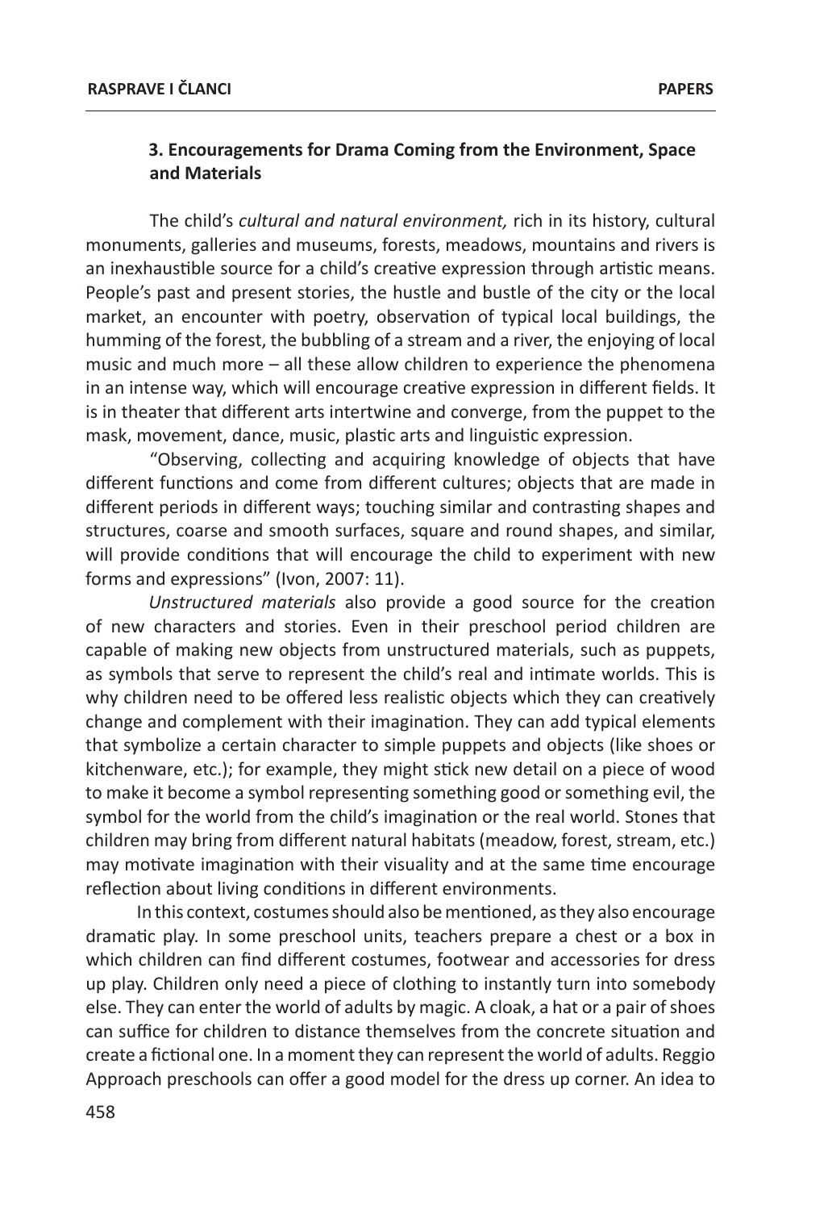### 3. Encouragements for Drama Coming from the Environment, Space and Materials

The child's *cultural and natural environment,* rich in its history, cultural monuments, galleries and museums, forests, meadows, mountains and rivers is an inexhaustible source for a child's creative expression through artistic means. People's past and present stories, the hustle and bustle of the city or the local market, an encounter with poetry, observation of typical local buildings, the humming of the forest, the bubbling of a stream and a river, the enjoying of local music and much more – all these allow children to experience the phenomena in an intense way, which will encourage creative expression in different fields. It is in theater that different arts intertwine and converge, from the puppet to the mask, movement, dance, music, plastic arts and linguistic expression.

"Observing, collecting and acquiring knowledge of objects that have different functions and come from different cultures; objects that are made in different periods in different ways; touching similar and contrasting shapes and structures, coarse and smooth surfaces, square and round shapes, and similar, will provide conditions that will encourage the child to experiment with new forms and expressions" (Ivon, 2007: 11).

*Unstructured materials* also provide a good source for the creation of new characters and stories. Even in their preschool period children are capable of making new objects from unstructured materials, such as puppets, as symbols that serve to represent the child's real and intimate worlds. This is why children need to be offered less realistic objects which they can creatively change and complement with their imagination. They can add typical elements that symbolize a certain character to simple puppets and objects (like shoes or kitchenware, etc.); for example, they might stick new detail on a piece of wood to make it become a symbol representing something good or something evil, the symbol for the world from the child's imagination or the real world. Stones that children may bring from different natural habitats (meadow, forest, stream, etc.) may motivate imagination with their visuality and at the same time encourage reflection about living conditions in different environments.

In this context, costumes should also be mentioned, as they also encourage dramatic play. In some preschool units, teachers prepare a chest or a box in which children can find different costumes, footwear and accessories for dress up play. Children only need a piece of clothing to instantly turn into somebody else. They can enter the world of adults by magic. A cloak, a hat or a pair of shoes can suffice for children to distance themselves from the concrete situation and create a fictional one. In a moment they can represent the world of adults. Reggio Approach preschools can offer a good model for the dress up corner. An idea to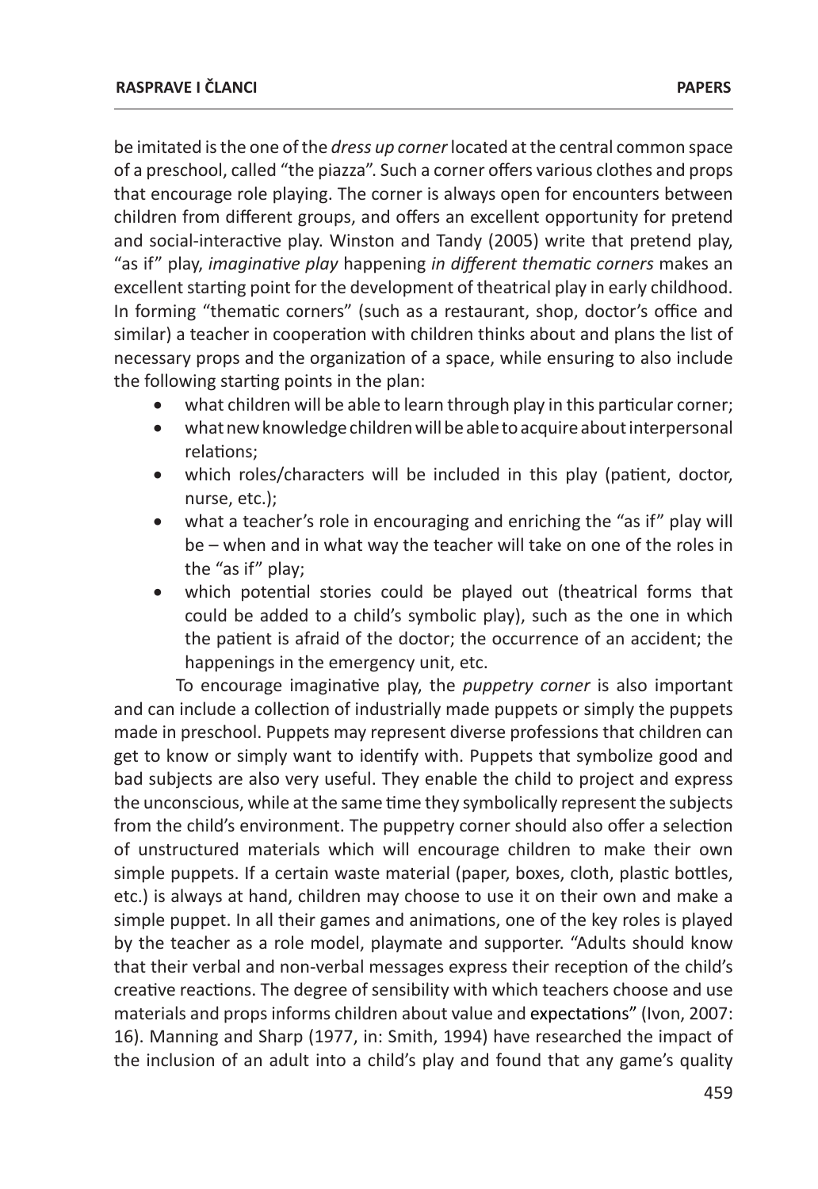be imitated is the one of the *dress up corner* located at the central common space of a preschool, called "the piazza". Such a corner offers various clothes and props that encourage role playing. The corner is always open for encounters between children from different groups, and offers an excellent opportunity for pretend and social-interactive play. Winston and Tandy (2005) write that pretend play, "as if" play, *imaginative play* happening *in different thematic corners* makes an excellent starting point for the development of theatrical play in early childhood. In forming "thematic corners" (such as a restaurant, shop, doctor's office and similar) a teacher in cooperation with children thinks about and plans the list of necessary props and the organization of a space, while ensuring to also include the following starting points in the plan:

- what children will be able to learn through play in this particular corner;
- what new knowledge children will be able to acquire about interpersonal relations;
- which roles/characters will be included in this play (patient, doctor, nurse, etc.);
- what a teacher's role in encouraging and enriching the "as if" play will be – when and in what way the teacher will take on one of the roles in the "as if" play;
- which potential stories could be played out (theatrical forms that could be added to a child's symbolic play), such as the one in which the patient is afraid of the doctor; the occurrence of an accident; the happenings in the emergency unit, etc.

To encourage imaginative play, the *puppetry corner* is also important and can include a collection of industrially made puppets or simply the puppets made in preschool. Puppets may represent diverse professions that children can get to know or simply want to identify with. Puppets that symbolize good and bad subjects are also very useful. They enable the child to project and express the unconscious, while at the same time they symbolically represent the subjects from the child's environment. The puppetry corner should also offer a selection of unstructured materials which will encourage children to make their own simple puppets. If a certain waste material (paper, boxes, cloth, plastic bottles, etc.) is always at hand, children may choose to use it on their own and make a simple puppet. In all their games and animations, one of the key roles is played by the teacher as a role model, playmate and supporter. "Adults should know that their verbal and non-verbal messages express their reception of the child's creative reactions. The degree of sensibility with which teachers choose and use materials and props informs children about value and expectations" (Ivon, 2007: 16). Manning and Sharp (1977, in: Smith, 1994) have researched the impact of the inclusion of an adult into a child's play and found that any game's quality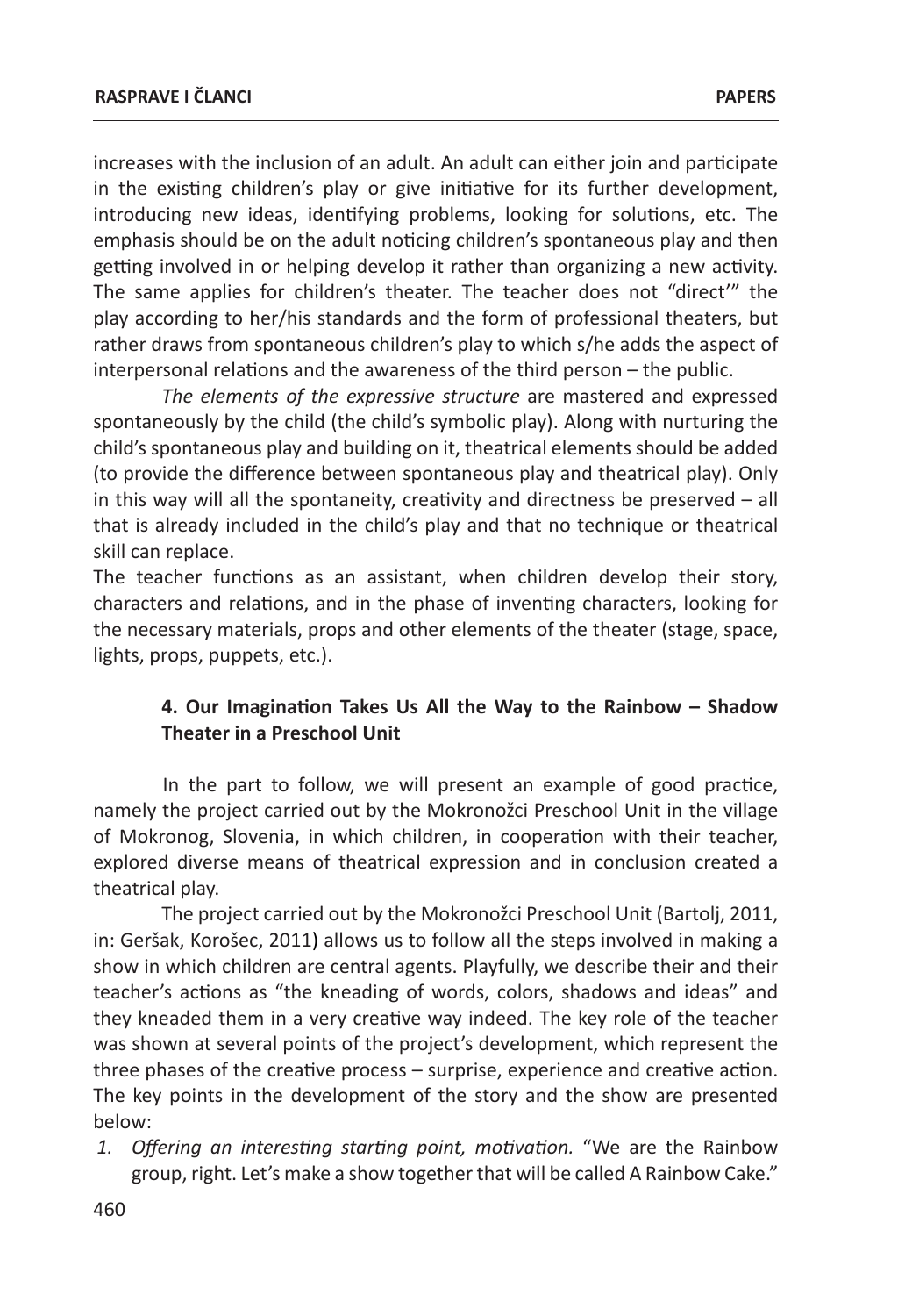increases with the inclusion of an adult. An adult can either join and participate in the existing children's play or give initiative for its further development, introducing new ideas, identifying problems, looking for solutions, etc. The emphasis should be on the adult noticing children's spontaneous play and then getting involved in or helping develop it rather than organizing a new activity. The same applies for children's theater. The teacher does not "direct'" the play according to her/his standards and the form of professional theaters, but rather draws from spontaneous children's play to which s/he adds the aspect of interpersonal relations and the awareness of the third person – the public.

*The elements of the expressive structure* are mastered and expressed spontaneously by the child (the child's symbolic play). Along with nurturing the child's spontaneous play and building on it, theatrical elements should be added (to provide the difference between spontaneous play and theatrical play). Only in this way will all the spontaneity, creativity and directness be preserved – all that is already included in the child's play and that no technique or theatrical skill can replace.

The teacher functions as an assistant, when children develop their story, characters and relations, and in the phase of inventing characters, looking for the necessary materials, props and other elements of the theater (stage, space, lights, props, puppets, etc.).

## 4. Our Imagination Takes Us All the Way to the Rainbow – Shadow Theater in a Preschool Unit

In the part to follow, we will present an example of good practice, namely the project carried out by the Mokronožci Preschool Unit in the village of Mokronog, Slovenia, in which children, in cooperation with their teacher, explored diverse means of theatrical expression and in conclusion created a theatrical play.

The project carried out by the Mokronožci Preschool Unit (Bartolj, 2011, in: Geršak, Korošec, 2011) allows us to follow all the steps involved in making a show in which children are central agents. Playfully, we describe their and their teacher's actions as "the kneading of words, colors, shadows and ideas" and they kneaded them in a very creative way indeed. The key role of the teacher was shown at several points of the project's development, which represent the three phases of the creative process – surprise, experience and creative action. The key points in the development of the story and the show are presented below:

1. *Offering an interesting starting point, motivation.* "We are the Rainbow group, right. Let's make a show together that will be called A Rainbow Cake."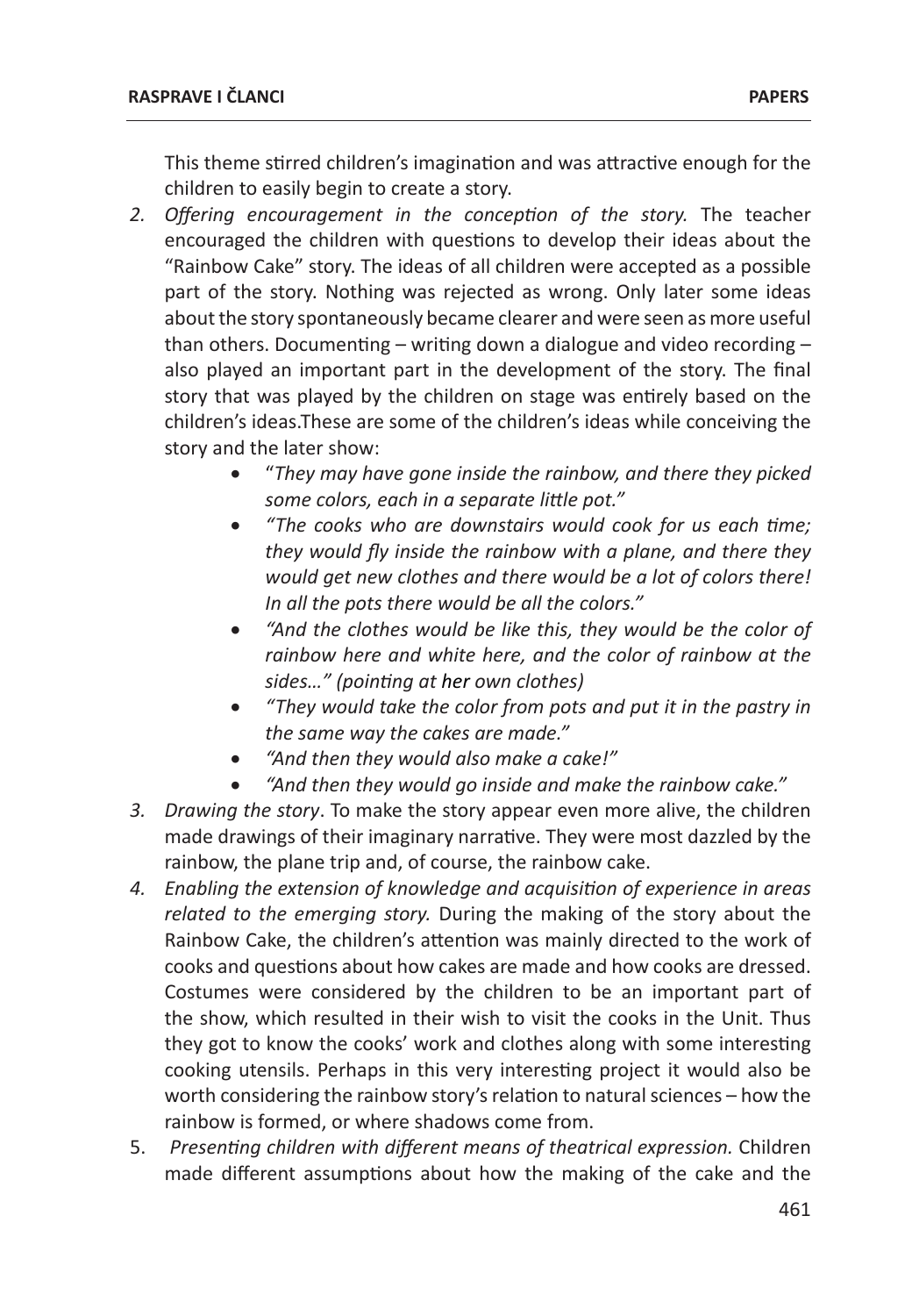This theme stirred children's imagination and was attractive enough for the children to easily begin to create a story.

2. *Offering encouragement in the conception of the story.* The teacher encouraged the children with questions to develop their ideas about the "Rainbow Cake" story. The ideas of all children were accepted as a possible part of the story. Nothing was rejected as wrong. Only later some ideas about the story spontaneously became clearer and were seen as more useful than others. Documenting – writing down a dialogue and video recording – also played an important part in the development of the story. The final story that was played by the children on stage was entirely based on the children's ideas.These are some of the children's ideas while conceiving the story and the later show:
   - "*They may have gone inside the rainbow, and there they picked some colors, each in a separate little pot."*
   - *"The cooks who are downstairs would cook for us each time; they would fly inside the rainbow with a plane, and there they would get new clothes and there would be a lot of colors there! In all the pots there would be all the colors."*
   - *"And the clothes would be like this, they would be the color of rainbow here and white here, and the color of rainbow at the sides…" (pointing at* her *own clothes)*
   - *"They would take the color from pots and put it in the pastry in the same way the cakes are made."*
   - *"And then they would also make a cake!"*
   - *"And then they would go inside and make the rainbow cake."*
3. *Drawing the story*. To make the story appear even more alive, the children made drawings of their imaginary narrative. They were most dazzled by the rainbow, the plane trip and, of course, the rainbow cake.
4. *Enabling the extension of knowledge and acquisition of experience in areas related to the emerging story.* During the making of the story about the Rainbow Cake, the children's attention was mainly directed to the work of cooks and questions about how cakes are made and how cooks are dressed. Costumes were considered by the children to be an important part of the show, which resulted in their wish to visit the cooks in the Unit. Thus they got to know the cooks' work and clothes along with some interesting cooking utensils. Perhaps in this very interesting project it would also be worth considering the rainbow story's relation to natural sciences – how the rainbow is formed, or where shadows come from.
5. *Presenting children with different means of theatrical expression.* Children made different assumptions about how the making of the cake and the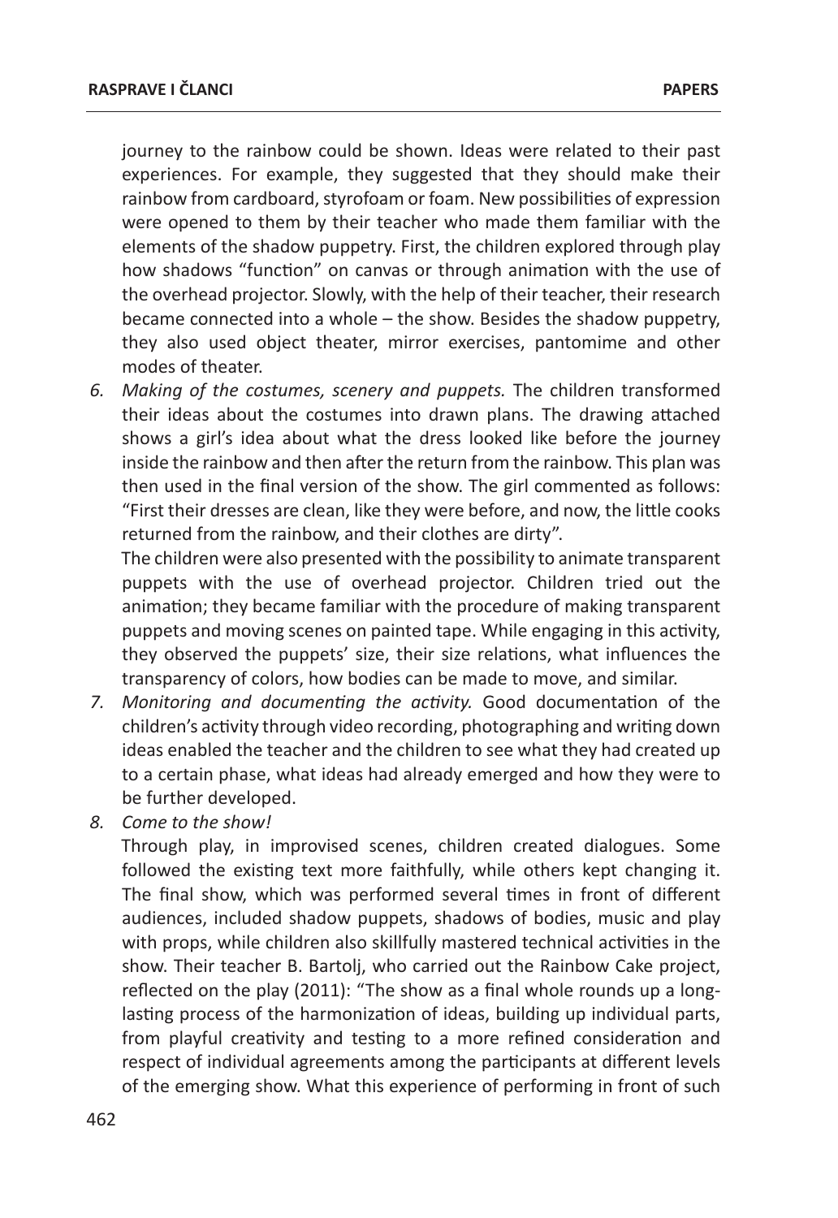journey to the rainbow could be shown. Ideas were related to their past experiences. For example, they suggested that they should make their rainbow from cardboard, styrofoam or foam. New possibilities of expression were opened to them by their teacher who made them familiar with the elements of the shadow puppetry. First, the children explored through play how shadows "function" on canvas or through animation with the use of the overhead projector. Slowly, with the help of their teacher, their research became connected into a whole – the show. Besides the shadow puppetry, they also used object theater, mirror exercises, pantomime and other modes of theater.

6. *Making of the costumes, scenery and puppets.* The children transformed their ideas about the costumes into drawn plans. The drawing attached shows a girl's idea about what the dress looked like before the journey inside the rainbow and then after the return from the rainbow. This plan was then used in the final version of the show. The girl commented as follows: "First their dresses are clean, like they were before, and now, the little cooks returned from the rainbow, and their clothes are dirty".

   The children were also presented with the possibility to animate transparent puppets with the use of overhead projector. Children tried out the animation; they became familiar with the procedure of making transparent puppets and moving scenes on painted tape. While engaging in this activity, they observed the puppets' size, their size relations, what influences the transparency of colors, how bodies can be made to move, and similar.

7. *Monitoring and documenting the activity.* Good documentation of the children's activity through video recording, photographing and writing down ideas enabled the teacher and the children to see what they had created up to a certain phase, what ideas had already emerged and how they were to be further developed.

8. *Come to the show!*

   Through play, in improvised scenes, children created dialogues. Some followed the existing text more faithfully, while others kept changing it. The final show, which was performed several times in front of different audiences, included shadow puppets, shadows of bodies, music and play with props, while children also skillfully mastered technical activities in the show. Their teacher B. Bartolj, who carried out the Rainbow Cake project, reflected on the play (2011): "The show as a final whole rounds up a long-lasting process of the harmonization of ideas, building up individual parts, from playful creativity and testing to a more refined consideration and respect of individual agreements among the participants at different levels of the emerging show. What this experience of performing in front of such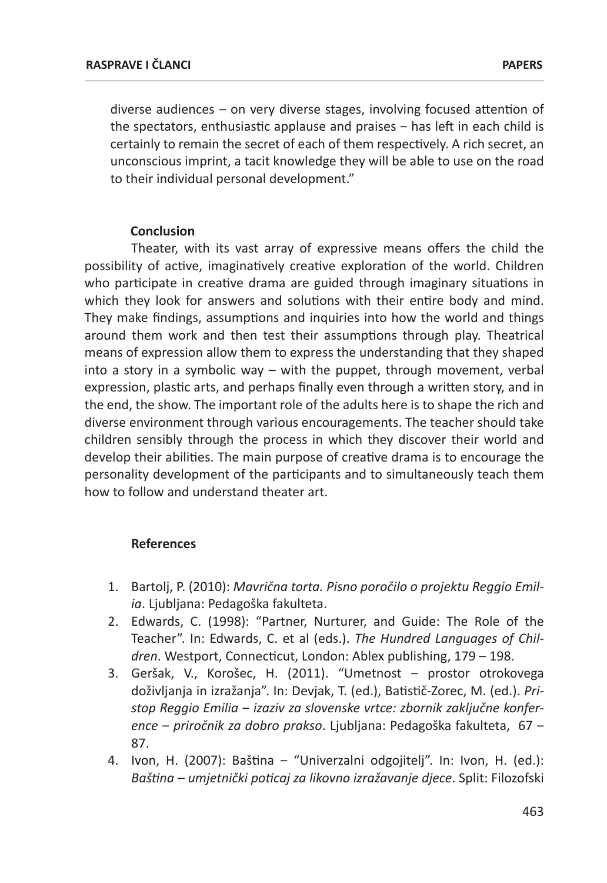diverse audiences – on very diverse stages, involving focused attention of the spectators, enthusiastic applause and praises – has left in each child is certainly to remain the secret of each of them respectively. A rich secret, an unconscious imprint, a tacit knowledge they will be able to use on the road to their individual personal development."

## Conclusion

Theater, with its vast array of expressive means offers the child the possibility of active, imaginatively creative exploration of the world. Children who participate in creative drama are guided through imaginary situations in which they look for answers and solutions with their entire body and mind. They make findings, assumptions and inquiries into how the world and things around them work and then test their assumptions through play. Theatrical means of expression allow them to express the understanding that they shaped into a story in a symbolic way – with the puppet, through movement, verbal expression, plastic arts, and perhaps finally even through a written story, and in the end, the show. The important role of the adults here is to shape the rich and diverse environment through various encouragements. The teacher should take children sensibly through the process in which they discover their world and develop their abilities. The main purpose of creative drama is to encourage the personality development of the participants and to simultaneously teach them how to follow and understand theater art.

## References

1. Bartolj, P. (2010): *Mavrična torta. Pisno poročilo o projektu Reggio Emilia*. Ljubljana: Pedagoška fakulteta.
2. Edwards, C. (1998): "Partner, Nurturer, and Guide: The Role of the Teacher". In: Edwards, C. et al (eds.). *The Hundred Languages of Children*. Westport, Connecticut, London: Ablex publishing, 179 – 198.
3. Geršak, V., Korošec, H. (2011). "Umetnost – prostor otrokovega doživljanja in izražanja". In: Devjak, T. (ed.), Batistič-Zorec, M. (ed.). *Pristop Reggio Emilia – izaziv za slovenske vrtce: zbornik zaključne konference – priročnik za dobro prakso*. Ljubljana: Pedagoška fakulteta, 67 – 87.
4. Ivon, H. (2007): Baština – "Univerzalni odgojitelj". In: Ivon, H. (ed.): *Baština – umjetnički poticaj za likovno izražavanje djece*. Split: Filozofski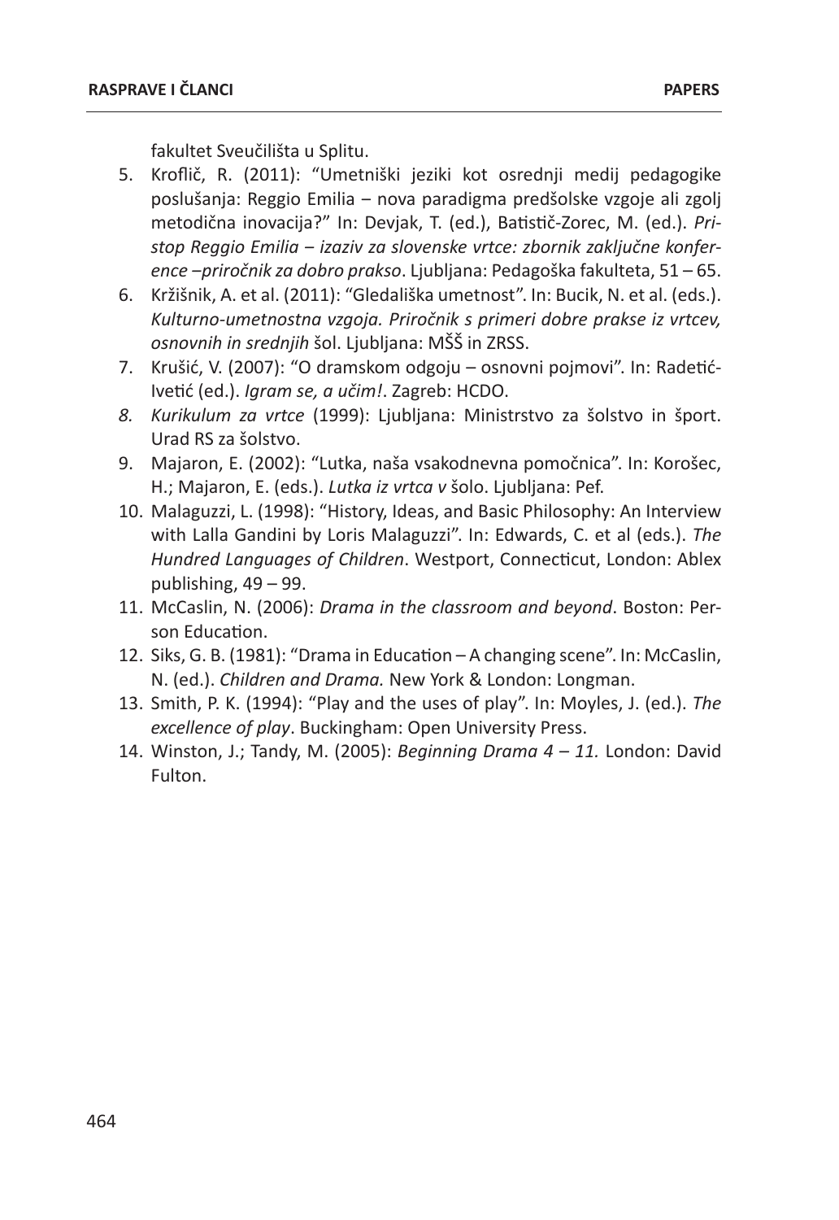fakultet Sveučilišta u Splitu.

5. Kroflič, R. (2011): "Umetniški jeziki kot osrednji medij pedagogike poslušanja: Reggio Emilia – nova paradigma predšolske vzgoje ali zgolj metodična inovacija?" In: Devjak, T. (ed.), Batistič-Zorec, M. (ed.). *Pristop Reggio Emilia – izaziv za slovenske vrtce: zbornik zaključne konference –priročnik za dobro prakso*. Ljubljana: Pedagoška fakulteta, 51 – 65.
6. Kržišnik, A. et al. (2011): "Gledališka umetnost". In: Bucik, N. et al. (eds.). *Kulturno-umetnostna vzgoja. Priročnik s primeri dobre prakse iz vrtcev, osnovnih in srednjih* šol. Ljubljana: MŠŠ in ZRSS.
7. Krušić, V. (2007): "O dramskom odgoju – osnovni pojmovi". In: Radetić-Ivetić (ed.). *Igram se, a učim!*. Zagreb: HCDO.
8. *Kurikulum za vrtce* (1999): Ljubljana: Ministrstvo za šolstvo in šport. Urad RS za šolstvo.
9. Majaron, E. (2002): "Lutka, naša vsakodnevna pomočnica". In: Korošec, H.; Majaron, E. (eds.). *Lutka iz vrtca v* šolo. Ljubljana: Pef.
10. Malaguzzi, L. (1998): "History, Ideas, and Basic Philosophy: An Interview with Lalla Gandini by Loris Malaguzzi". In: Edwards, C. et al (eds.). *The Hundred Languages of Children*. Westport, Connecticut, London: Ablex publishing, 49 – 99.
11. McCaslin, N. (2006): *Drama in the classroom and beyond*. Boston: Person Education.
12. Siks, G. B. (1981): "Drama in Education – A changing scene". In: McCaslin, N. (ed.). *Children and Drama.* New York & London: Longman.
13. Smith, P. K. (1994): "Play and the uses of play". In: Moyles, J. (ed.). *The excellence of play*. Buckingham: Open University Press.
14. Winston, J.; Tandy, M. (2005): *Beginning Drama 4 – 11.* London: David Fulton.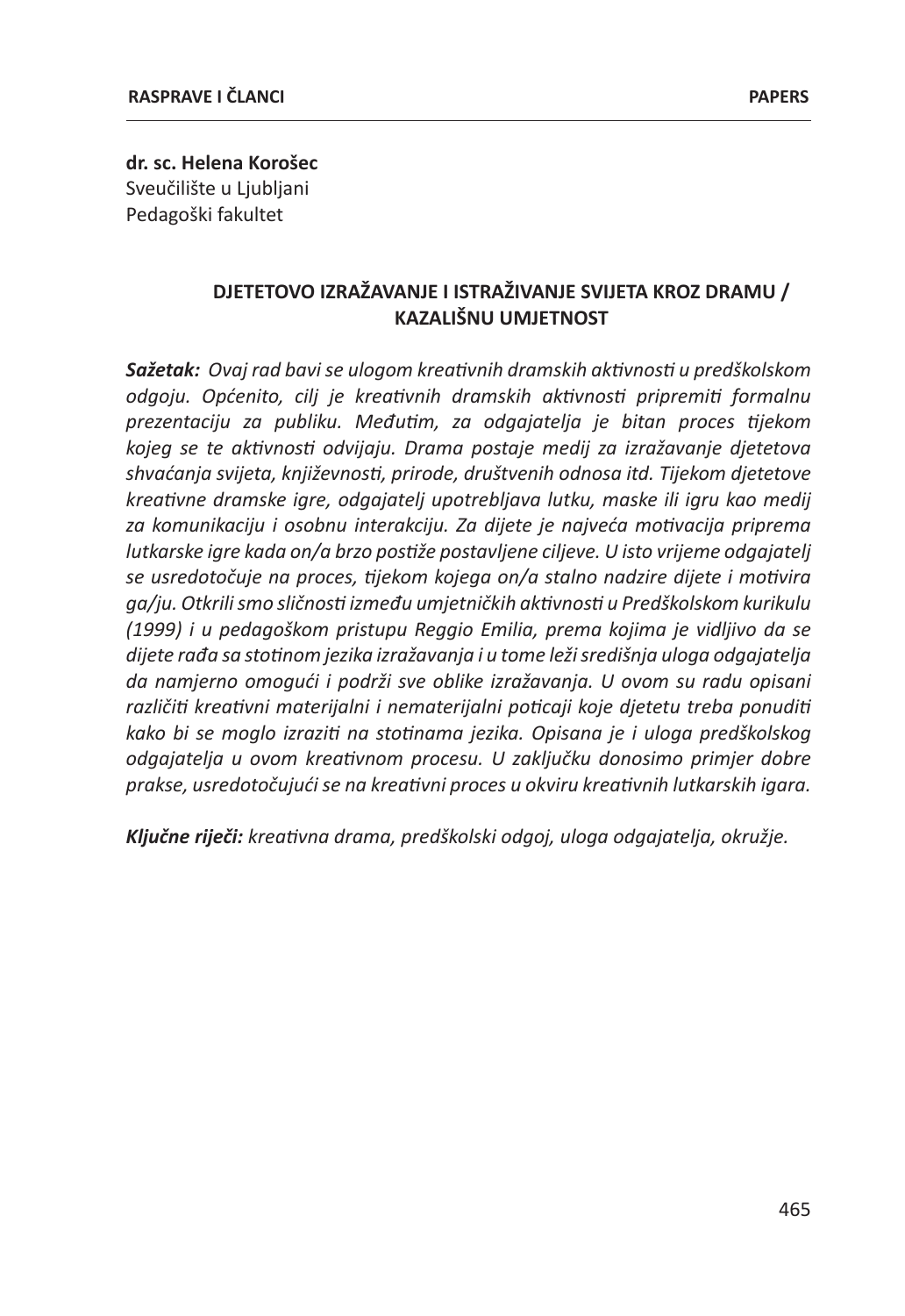**dr. sc. Helena Korošec**
Sveučilište u Ljubljani
Pedagoški fakultet

## DJETETOVO IZRAŽAVANJE I ISTRAŽIVANJE SVIJETA KROZ DRAMU / KAZALIŠNU UMJETNOST

***Sažetak:*** *Ovaj rad bavi se ulogom kreativnih dramskih aktivnosti u predškolskom odgoju. Općenito, cilj je kreativnih dramskih aktivnosti pripremiti formalnu prezentaciju za publiku. Međutim, za odgajatelja je bitan proces tijekom kojeg se te aktivnosti odvijaju. Drama postaje medij za izražavanje djetetova shvaćanja svijeta, književnosti, prirode, društvenih odnosa itd. Tijekom djetetove kreativne dramske igre, odgajatelj upotrebljava lutku, maske ili igru kao medij za komunikaciju i osobnu interakciju. Za dijete je najveća motivacija priprema lutkarske igre kada on/a brzo postiže postavljene ciljeve. U isto vrijeme odgajatelj se usredotočuje na proces, tijekom kojega on/a stalno nadzire dijete i motivira ga/ju. Otkrili smo sličnosti između umjetničkih aktivnosti u Predškolskom kurikulu (1999) i u pedagoškom pristupu Reggio Emilia, prema kojima je vidljivo da se dijete rađa sa stotinom jezika izražavanja i u tome leži središnja uloga odgajatelja da namjerno omogući i podrži sve oblike izražavanja. U ovom su radu opisani različiti kreativni materijalni i nematerijalni poticaji koje djetetu treba ponuditi kako bi se moglo izraziti na stotinama jezika. Opisana je i uloga predškolskog odgajatelja u ovom kreativnom procesu. U zaključku donosimo primjer dobre prakse, usredotočujući se na kreativni proces u okviru kreativnih lutkarskih igara.*

***Ključne riječi:*** *kreativna drama, predškolski odgoj, uloga odgajatelja, okružje.*